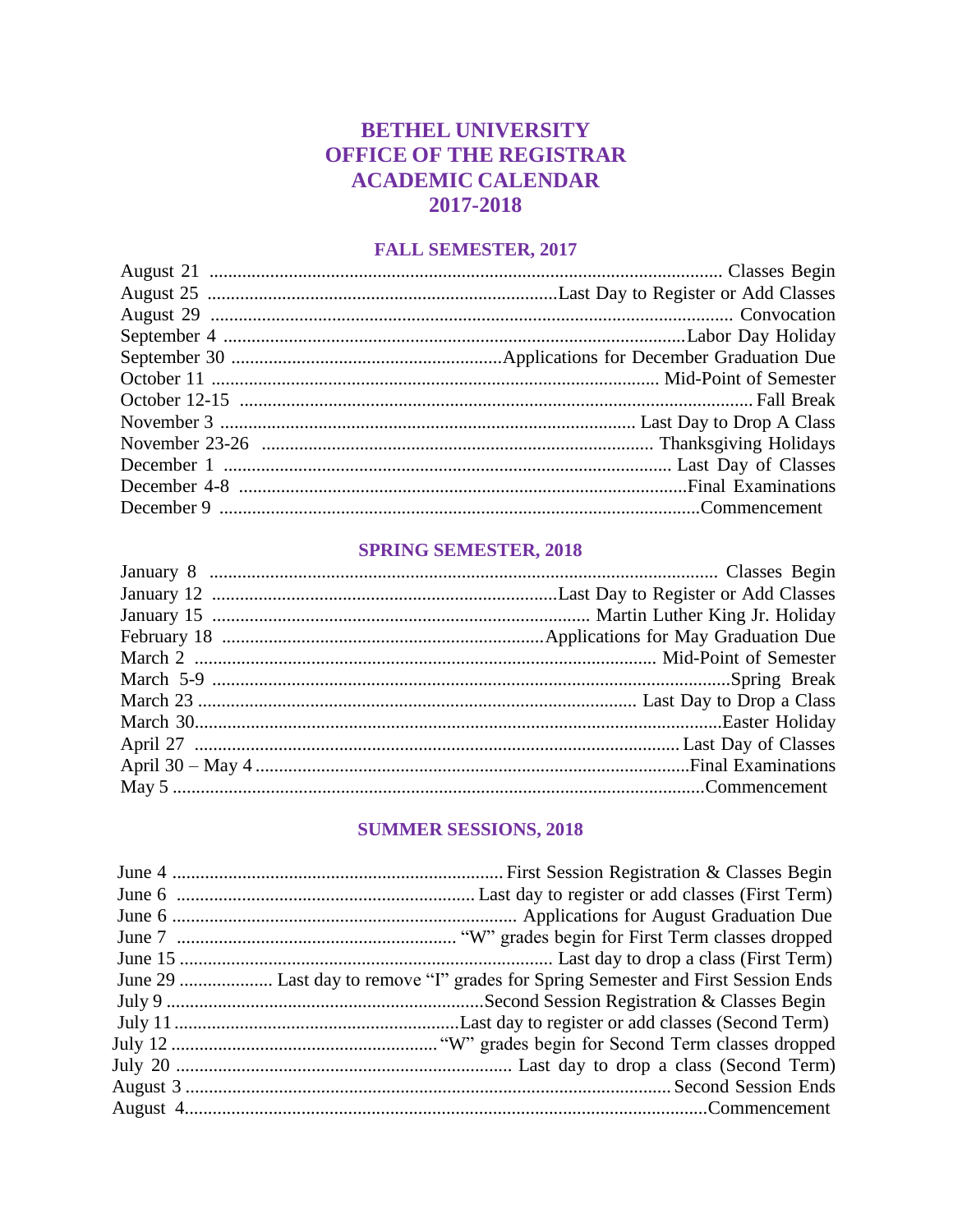# BETHEL UNIVERSITY
# OFFICE OF THE REGISTRAR
# ACADEMIC CALENDAR
# 2017-2018

## FALL SEMESTER, 2017

| Date | Event |
|---|---|
| August 21 | Classes Begin |
| August 25 | Last Day to Register or Add Classes |
| August 29 | Convocation |
| September 4 | Labor Day Holiday |
| September 30 | Applications for December Graduation Due |
| October 11 | Mid-Point of Semester |
| October 12-15 | Fall Break |
| November 3 | Last Day to Drop A Class |
| November 23-26 | Thanksgiving Holidays |
| December 1 | Last Day of Classes |
| December 4-8 | Final Examinations |
| December 9 | Commencement |

## SPRING SEMESTER, 2018

| Date | Event |
|---|---|
| January 8 | Classes Begin |
| January 12 | Last Day to Register or Add Classes |
| January 15 | Martin Luther King Jr. Holiday |
| February 18 | Applications for May Graduation Due |
| March 2 | Mid-Point of Semester |
| March 5-9 | Spring Break |
| March 23 | Last Day to Drop a Class |
| March 30 | Easter Holiday |
| April 27 | Last Day of Classes |
| April 30 – May 4 | Final Examinations |
| May 5 | Commencement |

## SUMMER SESSIONS, 2018

| Date | Event |
|---|---|
| June 4 | First Session Registration & Classes Begin |
| June 6 | Last day to register or add classes (First Term) |
| June 6 | Applications for August Graduation Due |
| June 7 | "W" grades begin for First Term classes dropped |
| June 15 | Last day to drop a class (First Term) |
| June 29 | Last day to remove "I" grades for Spring Semester and First Session Ends |
| July 9 | Second Session Registration & Classes Begin |
| July 11 | Last day to register or add classes (Second Term) |
| July 12 | "W" grades begin for Second Term classes dropped |
| July 20 | Last day to drop a class (Second Term) |
| August 3 | Second Session Ends |
| August 4 | Commencement |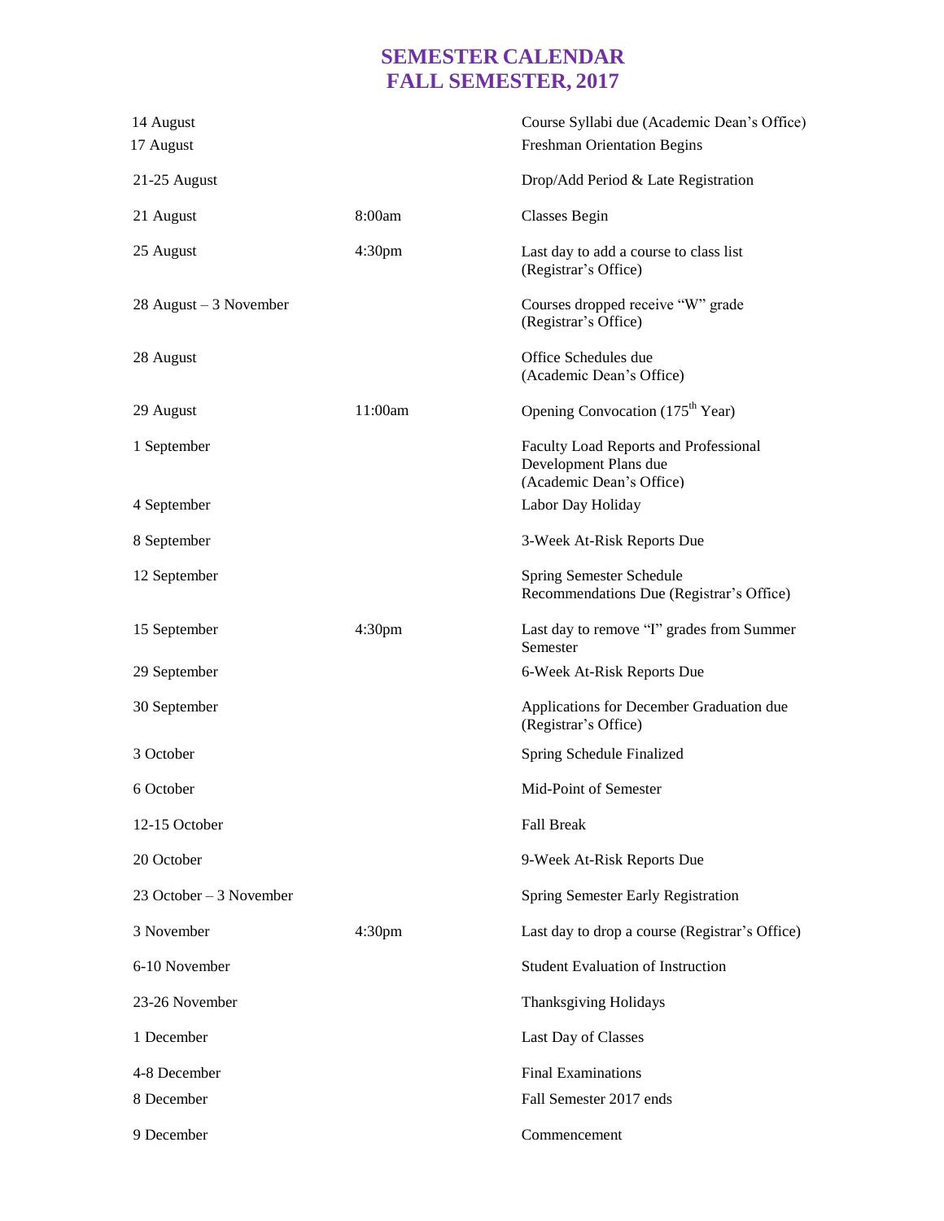# SEMESTER CALENDAR
# FALL SEMESTER, 2017

| Date | Time | Event |
| --- | --- | --- |
| 14 August | | Course Syllabi due (Academic Dean's Office) |
| 17 August | | Freshman Orientation Begins |
| 21-25 August | | Drop/Add Period & Late Registration |
| 21 August | 8:00am | Classes Begin |
| 25 August | 4:30pm | Last day to add a course to class list (Registrar's Office) |
| 28 August – 3 November | | Courses dropped receive "W" grade (Registrar's Office) |
| 28 August | | Office Schedules due (Academic Dean's Office) |
| 29 August | 11:00am | Opening Convocation (175th Year) |
| 1 September | | Faculty Load Reports and Professional Development Plans due (Academic Dean's Office) |
| 4 September | | Labor Day Holiday |
| 8 September | | 3-Week At-Risk Reports Due |
| 12 September | | Spring Semester Schedule Recommendations Due (Registrar's Office) |
| 15 September | 4:30pm | Last day to remove "I" grades from Summer Semester |
| 29 September | | 6-Week At-Risk Reports Due |
| 30 September | | Applications for December Graduation due (Registrar's Office) |
| 3 October | | Spring Schedule Finalized |
| 6 October | | Mid-Point of Semester |
| 12-15 October | | Fall Break |
| 20 October | | 9-Week At-Risk Reports Due |
| 23 October – 3 November | | Spring Semester Early Registration |
| 3 November | 4:30pm | Last day to drop a course (Registrar's Office) |
| 6-10 November | | Student Evaluation of Instruction |
| 23-26 November | | Thanksgiving Holidays |
| 1 December | | Last Day of Classes |
| 4-8 December | | Final Examinations |
| 8 December | | Fall Semester 2017 ends |
| 9 December | | Commencement |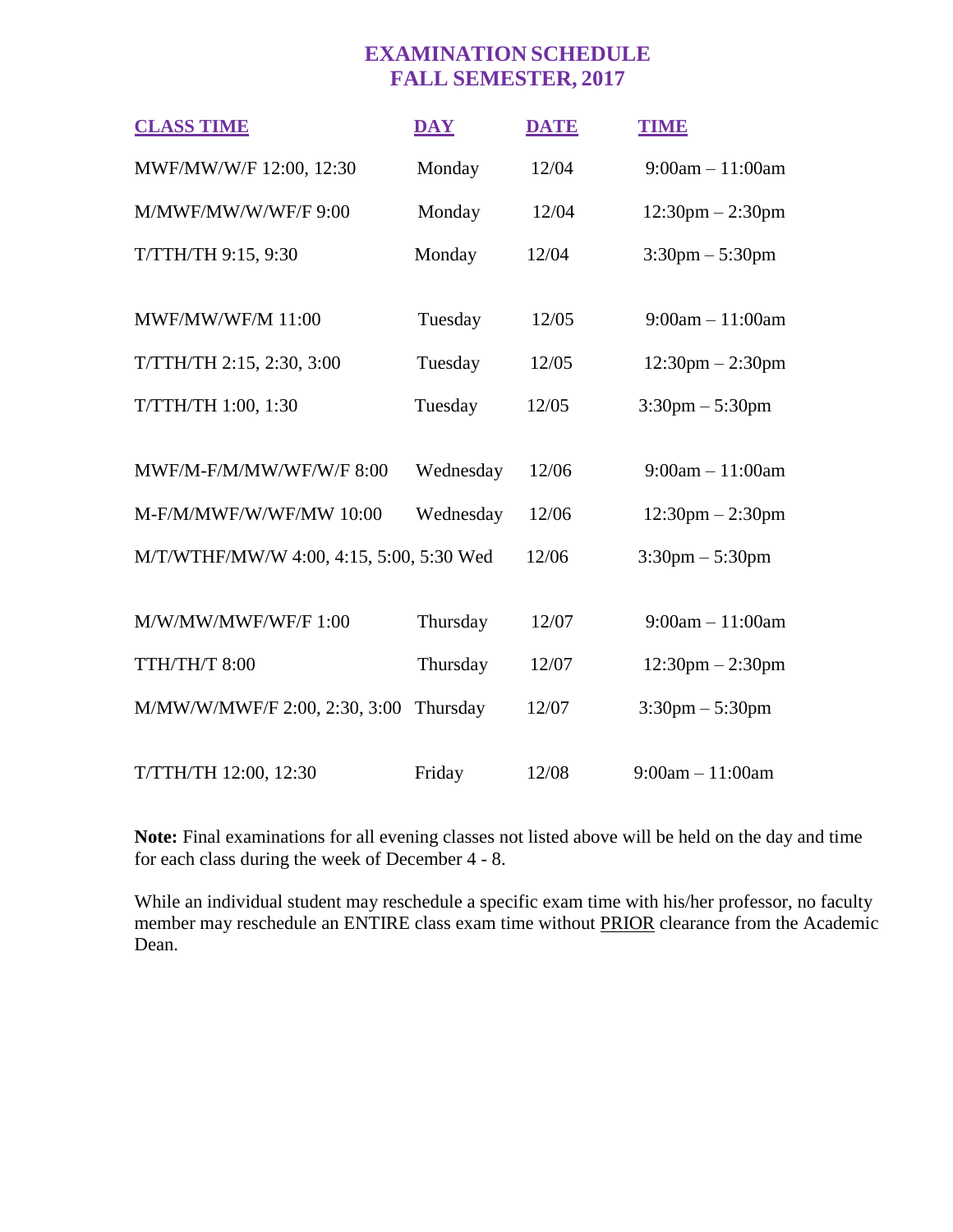# EXAMINATION SCHEDULE
# FALL SEMESTER, 2017

| CLASS TIME | DAY | DATE | TIME |
|---|---|---|---|
| MWF/MW/W/F 12:00, 12:30 | Monday | 12/04 | 9:00am – 11:00am |
| M/MWF/MW/W/WF/F 9:00 | Monday | 12/04 | 12:30pm – 2:30pm |
| T/TTH/TH 9:15, 9:30 | Monday | 12/04 | 3:30pm – 5:30pm |
| MWF/MW/WF/M 11:00 | Tuesday | 12/05 | 9:00am – 11:00am |
| T/TTH/TH 2:15, 2:30, 3:00 | Tuesday | 12/05 | 12:30pm – 2:30pm |
| T/TTH/TH 1:00, 1:30 | Tuesday | 12/05 | 3:30pm – 5:30pm |
| MWF/M-F/M/MW/WF/W/F 8:00 | Wednesday | 12/06 | 9:00am – 11:00am |
| M-F/M/MWF/W/WF/MW 10:00 | Wednesday | 12/06 | 12:30pm – 2:30pm |
| M/T/WTHF/MW/W 4:00, 4:15, 5:00, 5:30 | Wed | 12/06 | 3:30pm – 5:30pm |
| M/W/MW/MWF/WF/F 1:00 | Thursday | 12/07 | 9:00am – 11:00am |
| TTH/TH/T 8:00 | Thursday | 12/07 | 12:30pm – 2:30pm |
| M/MW/W/MWF/F 2:00, 2:30, 3:00 | Thursday | 12/07 | 3:30pm – 5:30pm |
| T/TTH/TH 12:00, 12:30 | Friday | 12/08 | 9:00am – 11:00am |

**Note:** Final examinations for all evening classes not listed above will be held on the day and time for each class during the week of December 4 - 8.

While an individual student may reschedule a specific exam time with his/her professor, no faculty member may reschedule an ENTIRE class exam time without PRIOR clearance from the Academic Dean.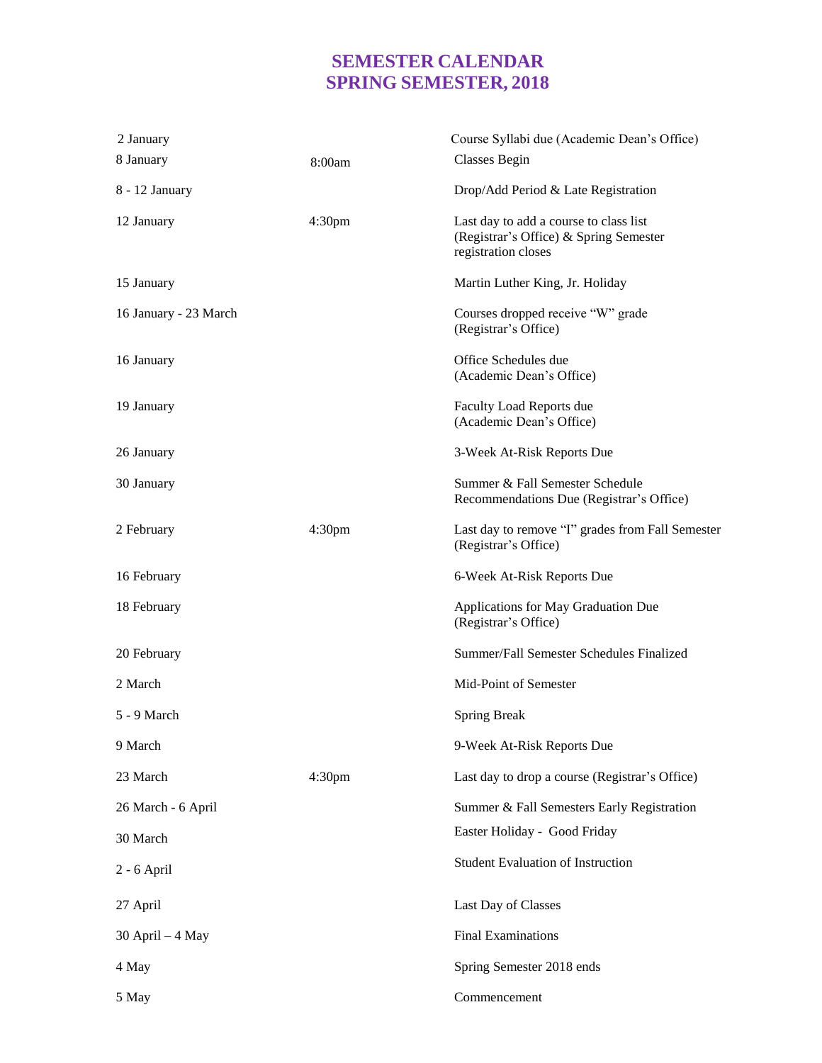# SEMESTER CALENDAR
# SPRING SEMESTER, 2018

| Date | Time | Event |
|---|---|---|
| 2 January | | Course Syllabi due (Academic Dean's Office) |
| 8 January | 8:00am | Classes Begin |
| 8 - 12 January | | Drop/Add Period & Late Registration |
| 12 January | 4:30pm | Last day to add a course to class list (Registrar's Office) & Spring Semester registration closes |
| 15 January | | Martin Luther King, Jr. Holiday |
| 16 January - 23 March | | Courses dropped receive "W" grade (Registrar's Office) |
| 16 January | | Office Schedules due (Academic Dean's Office) |
| 19 January | | Faculty Load Reports due (Academic Dean's Office) |
| 26 January | | 3-Week At-Risk Reports Due |
| 30 January | | Summer & Fall Semester Schedule Recommendations Due (Registrar's Office) |
| 2 February | 4:30pm | Last day to remove "I" grades from Fall Semester (Registrar's Office) |
| 16 February | | 6-Week At-Risk Reports Due |
| 18 February | | Applications for May Graduation Due (Registrar's Office) |
| 20 February | | Summer/Fall Semester Schedules Finalized |
| 2 March | | Mid-Point of Semester |
| 5 - 9 March | | Spring Break |
| 9 March | | 9-Week At-Risk Reports Due |
| 23 March | 4:30pm | Last day to drop a course (Registrar's Office) |
| 26 March - 6 April | | Summer & Fall Semesters Early Registration |
| 30 March | | Easter Holiday - Good Friday |
| 2 - 6 April | | Student Evaluation of Instruction |
| 27 April | | Last Day of Classes |
| 30 April – 4 May | | Final Examinations |
| 4 May | | Spring Semester 2018 ends |
| 5 May | | Commencement |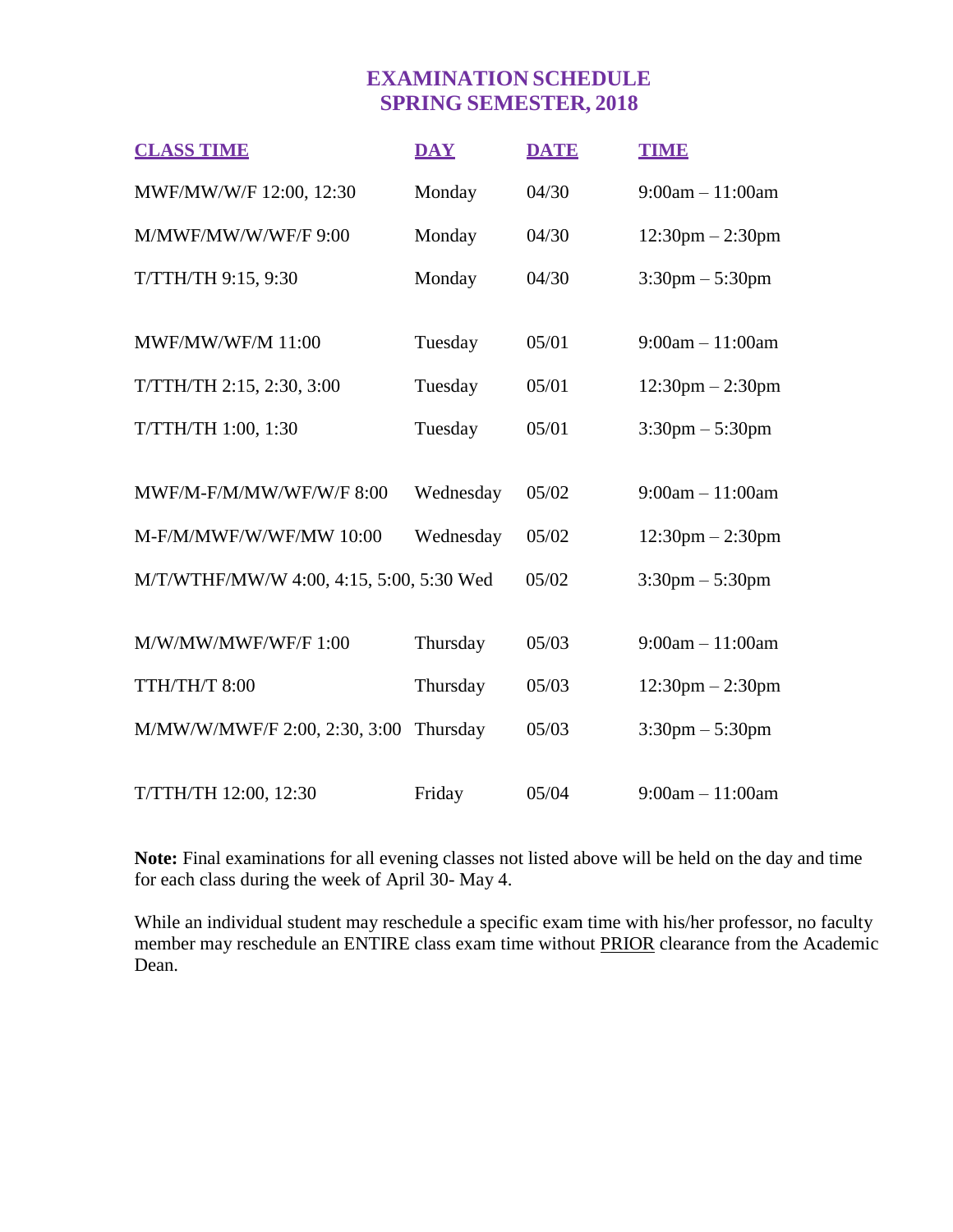# EXAMINATION SCHEDULE
# SPRING SEMESTER, 2018

| CLASS TIME | DAY | DATE | TIME |
|---|---|---|---|
| MWF/MW/W/F 12:00, 12:30 | Monday | 04/30 | 9:00am – 11:00am |
| M/MWF/MW/W/WF/F 9:00 | Monday | 04/30 | 12:30pm – 2:30pm |
| T/TTH/TH 9:15, 9:30 | Monday | 04/30 | 3:30pm – 5:30pm |
| MWF/MW/WF/M 11:00 | Tuesday | 05/01 | 9:00am – 11:00am |
| T/TTH/TH 2:15, 2:30, 3:00 | Tuesday | 05/01 | 12:30pm – 2:30pm |
| T/TTH/TH 1:00, 1:30 | Tuesday | 05/01 | 3:30pm – 5:30pm |
| MWF/M-F/M/MW/WF/W/F 8:00 | Wednesday | 05/02 | 9:00am – 11:00am |
| M-F/M/MWF/W/WF/MW 10:00 | Wednesday | 05/02 | 12:30pm – 2:30pm |
| M/T/WTHF/MW/W 4:00, 4:15, 5:00, 5:30 | Wed | 05/02 | 3:30pm – 5:30pm |
| M/W/MW/MWF/WF/F 1:00 | Thursday | 05/03 | 9:00am – 11:00am |
| TTH/TH/T 8:00 | Thursday | 05/03 | 12:30pm – 2:30pm |
| M/MW/W/MWF/F 2:00, 2:30, 3:00 | Thursday | 05/03 | 3:30pm – 5:30pm |
| T/TTH/TH 12:00, 12:30 | Friday | 05/04 | 9:00am – 11:00am |

**Note:** Final examinations for all evening classes not listed above will be held on the day and time for each class during the week of April 30- May 4.

While an individual student may reschedule a specific exam time with his/her professor, no faculty member may reschedule an ENTIRE class exam time without PRIOR clearance from the Academic Dean.